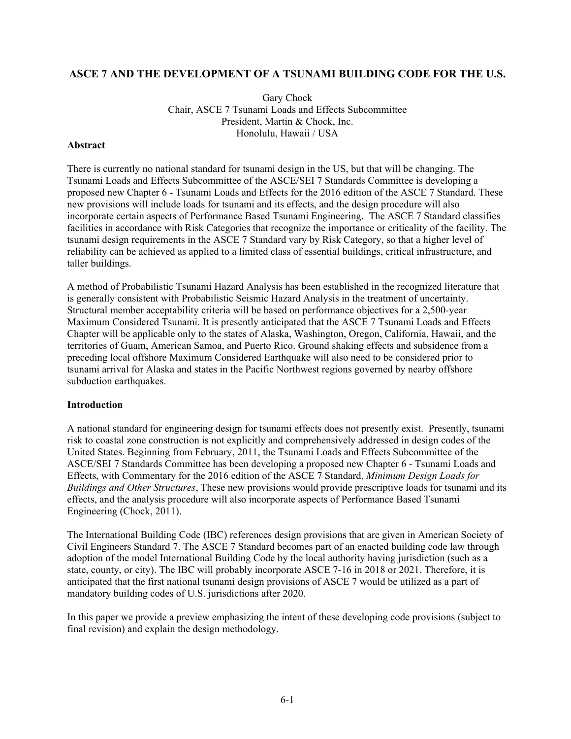# ASCE 7 AND THE DEVELOPMENT OF A TSUNAMI BUILDING CODE FOR THE U.S.

Gary Chock
Chair, ASCE 7 Tsunami Loads and Effects Subcommittee
President, Martin & Chock, Inc.
Honolulu, Hawaii / USA

## Abstract

There is currently no national standard for tsunami design in the US, but that will be changing. The Tsunami Loads and Effects Subcommittee of the ASCE/SEI 7 Standards Committee is developing a proposed new Chapter 6 - Tsunami Loads and Effects for the 2016 edition of the ASCE 7 Standard. These new provisions will include loads for tsunami and its effects, and the design procedure will also incorporate certain aspects of Performance Based Tsunami Engineering. The ASCE 7 Standard classifies facilities in accordance with Risk Categories that recognize the importance or criticality of the facility. The tsunami design requirements in the ASCE 7 Standard vary by Risk Category, so that a higher level of reliability can be achieved as applied to a limited class of essential buildings, critical infrastructure, and taller buildings.

A method of Probabilistic Tsunami Hazard Analysis has been established in the recognized literature that is generally consistent with Probabilistic Seismic Hazard Analysis in the treatment of uncertainty. Structural member acceptability criteria will be based on performance objectives for a 2,500-year Maximum Considered Tsunami. It is presently anticipated that the ASCE 7 Tsunami Loads and Effects Chapter will be applicable only to the states of Alaska, Washington, Oregon, California, Hawaii, and the territories of Guam, American Samoa, and Puerto Rico. Ground shaking effects and subsidence from a preceding local offshore Maximum Considered Earthquake will also need to be considered prior to tsunami arrival for Alaska and states in the Pacific Northwest regions governed by nearby offshore subduction earthquakes.

## Introduction

A national standard for engineering design for tsunami effects does not presently exist. Presently, tsunami risk to coastal zone construction is not explicitly and comprehensively addressed in design codes of the United States. Beginning from February, 2011, the Tsunami Loads and Effects Subcommittee of the ASCE/SEI 7 Standards Committee has been developing a proposed new Chapter 6 - Tsunami Loads and Effects, with Commentary for the 2016 edition of the ASCE 7 Standard, *Minimum Design Loads for Buildings and Other Structures*, These new provisions would provide prescriptive loads for tsunami and its effects, and the analysis procedure will also incorporate aspects of Performance Based Tsunami Engineering (Chock, 2011).

The International Building Code (IBC) references design provisions that are given in American Society of Civil Engineers Standard 7. The ASCE 7 Standard becomes part of an enacted building code law through adoption of the model International Building Code by the local authority having jurisdiction (such as a state, county, or city). The IBC will probably incorporate ASCE 7-16 in 2018 or 2021. Therefore, it is anticipated that the first national tsunami design provisions of ASCE 7 would be utilized as a part of mandatory building codes of U.S. jurisdictions after 2020.

In this paper we provide a preview emphasizing the intent of these developing code provisions (subject to final revision) and explain the design methodology.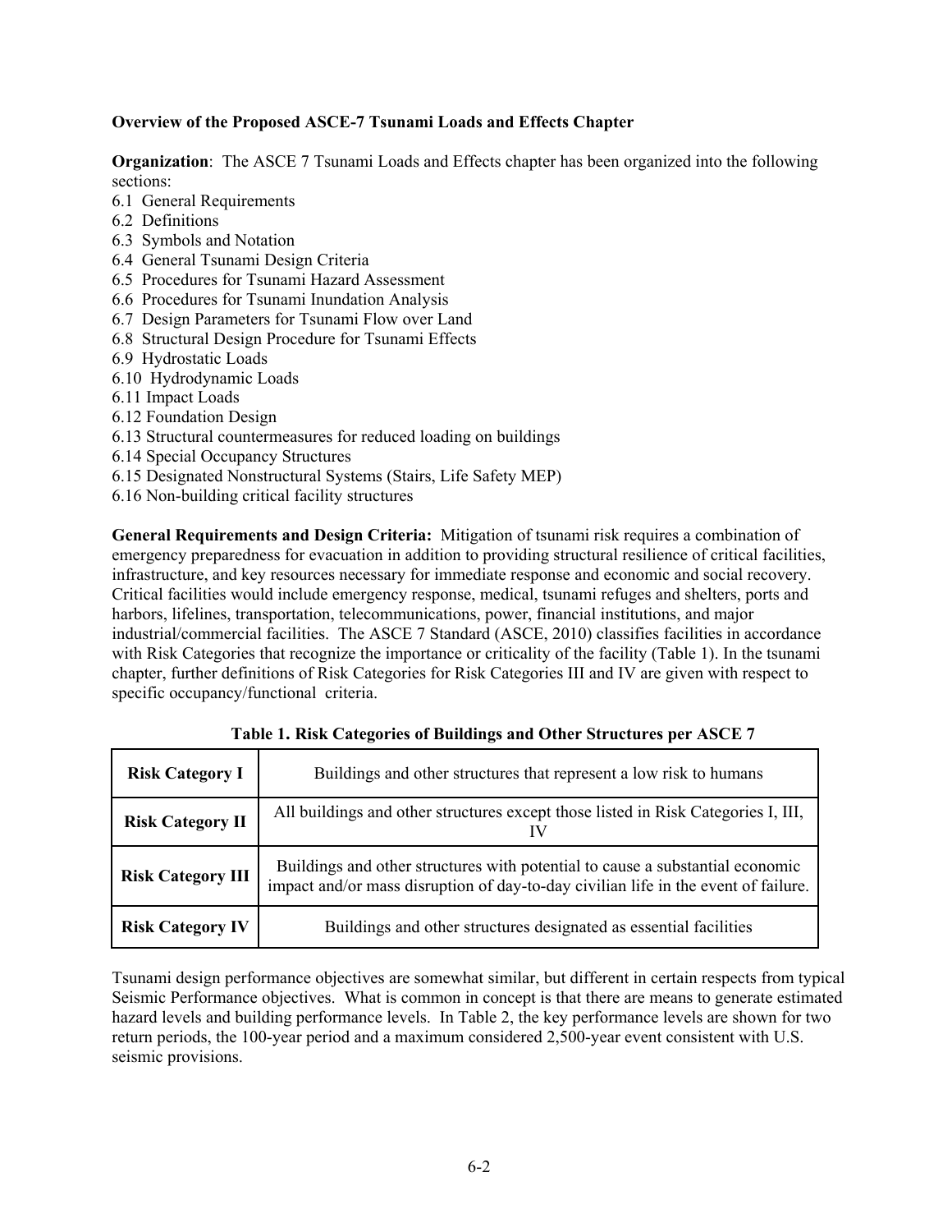**Overview of the Proposed ASCE-7 Tsunami Loads and Effects Chapter**

**Organization**: The ASCE 7 Tsunami Loads and Effects chapter has been organized into the following sections:

6.1 General Requirements
6.2 Definitions
6.3 Symbols and Notation
6.4 General Tsunami Design Criteria
6.5 Procedures for Tsunami Hazard Assessment
6.6 Procedures for Tsunami Inundation Analysis
6.7 Design Parameters for Tsunami Flow over Land
6.8 Structural Design Procedure for Tsunami Effects
6.9 Hydrostatic Loads
6.10 Hydrodynamic Loads
6.11 Impact Loads
6.12 Foundation Design
6.13 Structural countermeasures for reduced loading on buildings
6.14 Special Occupancy Structures
6.15 Designated Nonstructural Systems (Stairs, Life Safety MEP)
6.16 Non-building critical facility structures

**General Requirements and Design Criteria:** Mitigation of tsunami risk requires a combination of emergency preparedness for evacuation in addition to providing structural resilience of critical facilities, infrastructure, and key resources necessary for immediate response and economic and social recovery. Critical facilities would include emergency response, medical, tsunami refuges and shelters, ports and harbors, lifelines, transportation, telecommunications, power, financial institutions, and major industrial/commercial facilities. The ASCE 7 Standard (ASCE, 2010) classifies facilities in accordance with Risk Categories that recognize the importance or criticality of the facility (Table 1). In the tsunami chapter, further definitions of Risk Categories for Risk Categories III and IV are given with respect to specific occupancy/functional criteria.

**Table 1. Risk Categories of Buildings and Other Structures per ASCE 7**

| | |
|---|---|
| **Risk Category I** | Buildings and other structures that represent a low risk to humans |
| **Risk Category II** | All buildings and other structures except those listed in Risk Categories I, III, IV |
| **Risk Category III** | Buildings and other structures with potential to cause a substantial economic impact and/or mass disruption of day-to-day civilian life in the event of failure. |
| **Risk Category IV** | Buildings and other structures designated as essential facilities |

Tsunami design performance objectives are somewhat similar, but different in certain respects from typical Seismic Performance objectives. What is common in concept is that there are means to generate estimated hazard levels and building performance levels. In Table 2, the key performance levels are shown for two return periods, the 100-year period and a maximum considered 2,500-year event consistent with U.S. seismic provisions.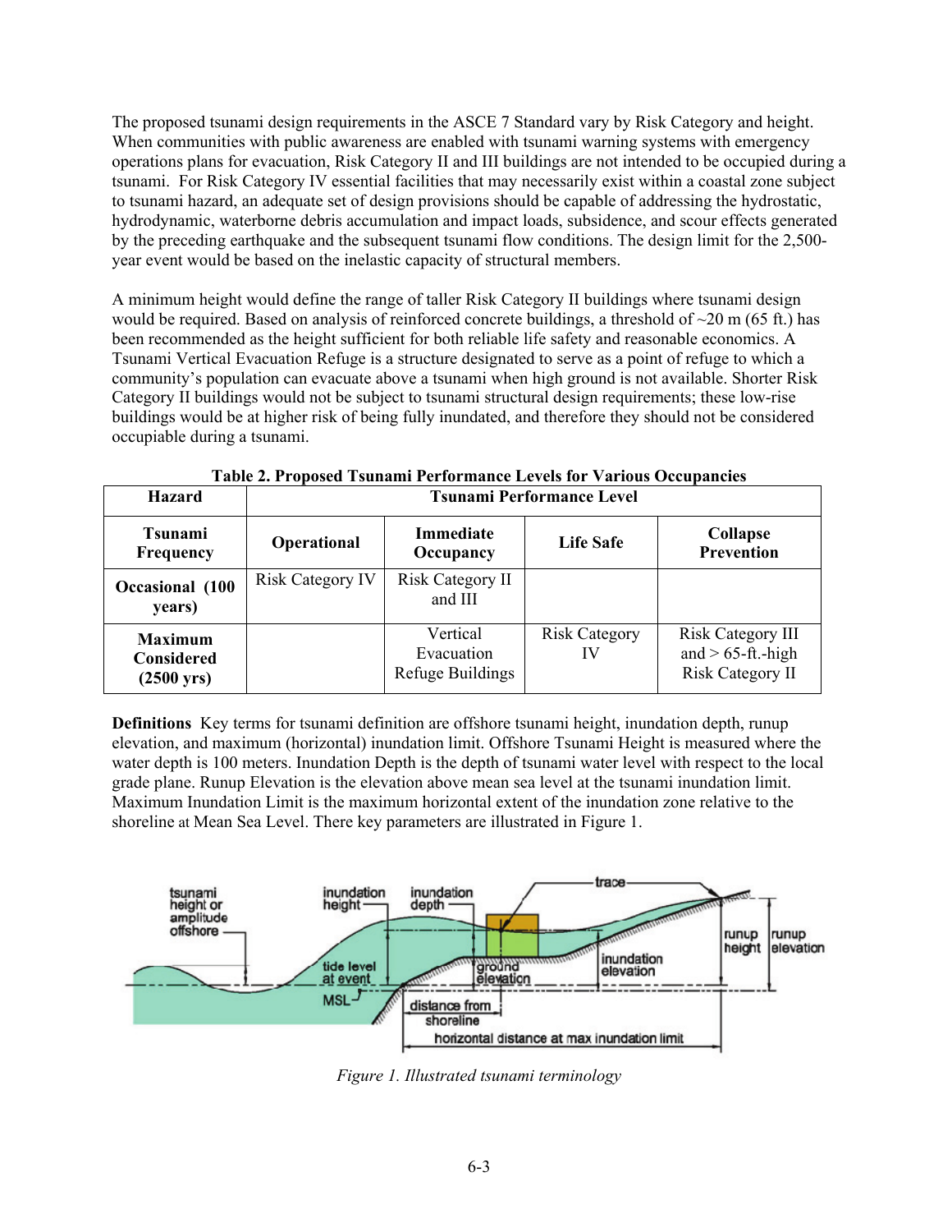The proposed tsunami design requirements in the ASCE 7 Standard vary by Risk Category and height. When communities with public awareness are enabled with tsunami warning systems with emergency operations plans for evacuation, Risk Category II and III buildings are not intended to be occupied during a tsunami. For Risk Category IV essential facilities that may necessarily exist within a coastal zone subject to tsunami hazard, an adequate set of design provisions should be capable of addressing the hydrostatic, hydrodynamic, waterborne debris accumulation and impact loads, subsidence, and scour effects generated by the preceding earthquake and the subsequent tsunami flow conditions. The design limit for the 2,500-year event would be based on the inelastic capacity of structural members.

A minimum height would define the range of taller Risk Category II buildings where tsunami design would be required. Based on analysis of reinforced concrete buildings, a threshold of ~20 m (65 ft.) has been recommended as the height sufficient for both reliable life safety and reasonable economics. A Tsunami Vertical Evacuation Refuge is a structure designated to serve as a point of refuge to which a community's population can evacuate above a tsunami when high ground is not available. Shorter Risk Category II buildings would not be subject to tsunami structural design requirements; these low-rise buildings would be at higher risk of being fully inundated, and therefore they should not be considered occupiable during a tsunami.

**Table 2. Proposed Tsunami Performance Levels for Various Occupancies**

| Hazard | Tsunami Performance Level | | | |
|---|---|---|---|---|
| **Tsunami Frequency** | **Operational** | **Immediate Occupancy** | **Life Safe** | **Collapse Prevention** |
| **Occasional (100 years)** | Risk Category IV | Risk Category II and III | | |
| **Maximum Considered (2500 yrs)** | | Vertical Evacuation Refuge Buildings | Risk Category IV | Risk Category III and > 65-ft.-high Risk Category II |

**Definitions** Key terms for tsunami definition are offshore tsunami height, inundation depth, runup elevation, and maximum (horizontal) inundation limit. Offshore Tsunami Height is measured where the water depth is 100 meters. Inundation Depth is the depth of tsunami water level with respect to the local grade plane. Runup Elevation is the elevation above mean sea level at the tsunami inundation limit. Maximum Inundation Limit is the maximum horizontal extent of the inundation zone relative to the shoreline at Mean Sea Level. There key parameters are illustrated in Figure 1.

*Figure 1. Illustrated tsunami terminology*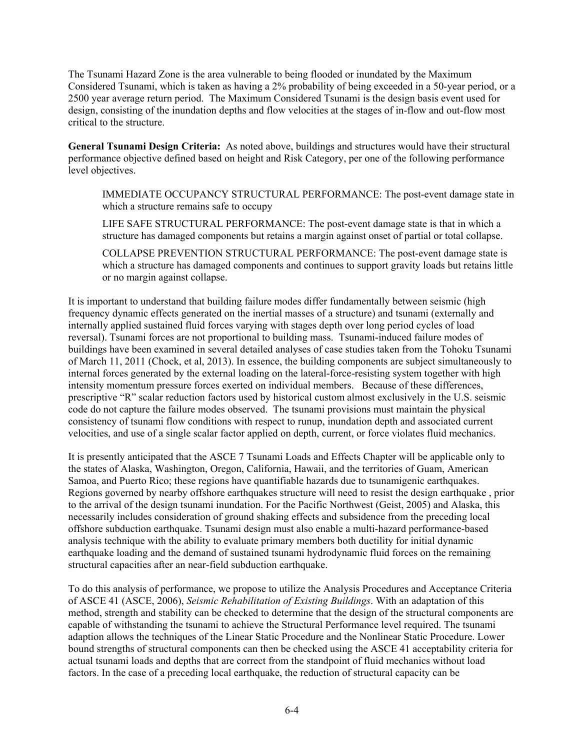The Tsunami Hazard Zone is the area vulnerable to being flooded or inundated by the Maximum Considered Tsunami, which is taken as having a 2% probability of being exceeded in a 50-year period, or a 2500 year average return period. The Maximum Considered Tsunami is the design basis event used for design, consisting of the inundation depths and flow velocities at the stages of in-flow and out-flow most critical to the structure.

**General Tsunami Design Criteria:** As noted above, buildings and structures would have their structural performance objective defined based on height and Risk Category, per one of the following performance level objectives.

> IMMEDIATE OCCUPANCY STRUCTURAL PERFORMANCE: The post-event damage state in which a structure remains safe to occupy
>
> LIFE SAFE STRUCTURAL PERFORMANCE: The post-event damage state is that in which a structure has damaged components but retains a margin against onset of partial or total collapse.
>
> COLLAPSE PREVENTION STRUCTURAL PERFORMANCE: The post-event damage state is which a structure has damaged components and continues to support gravity loads but retains little or no margin against collapse.

It is important to understand that building failure modes differ fundamentally between seismic (high frequency dynamic effects generated on the inertial masses of a structure) and tsunami (externally and internally applied sustained fluid forces varying with stages depth over long period cycles of load reversal). Tsunami forces are not proportional to building mass. Tsunami-induced failure modes of buildings have been examined in several detailed analyses of case studies taken from the Tohoku Tsunami of March 11, 2011 (Chock, et al, 2013). In essence, the building components are subject simultaneously to internal forces generated by the external loading on the lateral-force-resisting system together with high intensity momentum pressure forces exerted on individual members. Because of these differences, prescriptive "R" scalar reduction factors used by historical custom almost exclusively in the U.S. seismic code do not capture the failure modes observed. The tsunami provisions must maintain the physical consistency of tsunami flow conditions with respect to runup, inundation depth and associated current velocities, and use of a single scalar factor applied on depth, current, or force violates fluid mechanics.

It is presently anticipated that the ASCE 7 Tsunami Loads and Effects Chapter will be applicable only to the states of Alaska, Washington, Oregon, California, Hawaii, and the territories of Guam, American Samoa, and Puerto Rico; these regions have quantifiable hazards due to tsunamigenic earthquakes. Regions governed by nearby offshore earthquakes structure will need to resist the design earthquake , prior to the arrival of the design tsunami inundation. For the Pacific Northwest (Geist, 2005) and Alaska, this necessarily includes consideration of ground shaking effects and subsidence from the preceding local offshore subduction earthquake. Tsunami design must also enable a multi-hazard performance-based analysis technique with the ability to evaluate primary members both ductility for initial dynamic earthquake loading and the demand of sustained tsunami hydrodynamic fluid forces on the remaining structural capacities after an near-field subduction earthquake.

To do this analysis of performance, we propose to utilize the Analysis Procedures and Acceptance Criteria of ASCE 41 (ASCE, 2006), *Seismic Rehabilitation of Existing Buildings*. With an adaptation of this method, strength and stability can be checked to determine that the design of the structural components are capable of withstanding the tsunami to achieve the Structural Performance level required. The tsunami adaption allows the techniques of the Linear Static Procedure and the Nonlinear Static Procedure. Lower bound strengths of structural components can then be checked using the ASCE 41 acceptability criteria for actual tsunami loads and depths that are correct from the standpoint of fluid mechanics without load factors. In the case of a preceding local earthquake, the reduction of structural capacity can be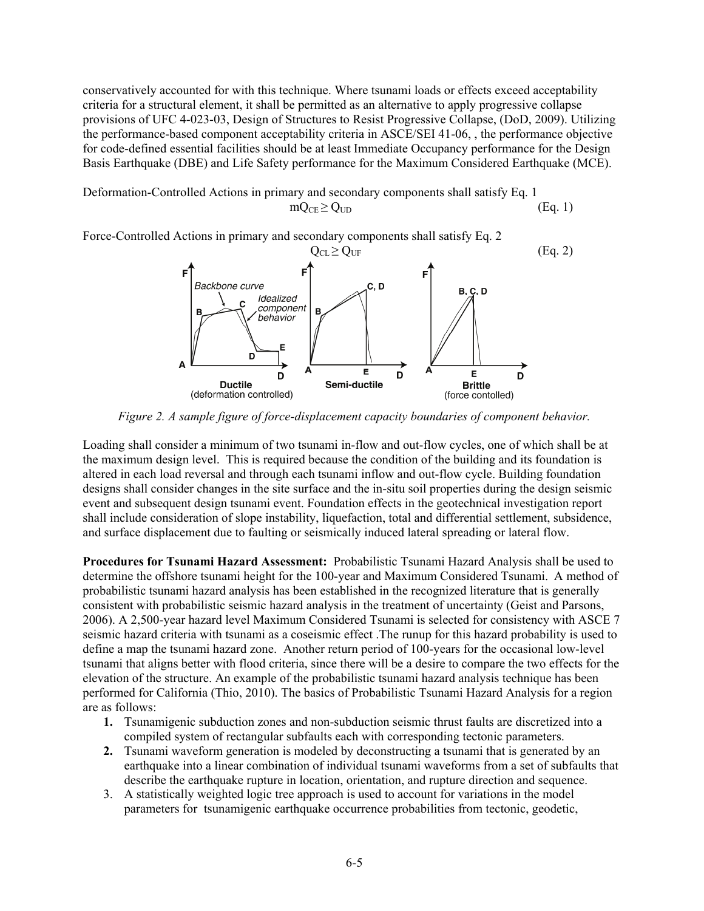conservatively accounted for with this technique. Where tsunami loads or effects exceed acceptability criteria for a structural element, it shall be permitted as an alternative to apply progressive collapse provisions of UFC 4-023-03, Design of Structures to Resist Progressive Collapse, (DoD, 2009). Utilizing the performance-based component acceptability criteria in ASCE/SEI 41-06, , the performance objective for code-defined essential facilities should be at least Immediate Occupancy performance for the Design Basis Earthquake (DBE) and Life Safety performance for the Maximum Considered Earthquake (MCE).

Deformation-Controlled Actions in primary and secondary components shall satisfy Eq. 1

$$mQ_{CE} \geq Q_{UD} \quad \text{(Eq. 1)}$$

Force-Controlled Actions in primary and secondary components shall satisfy Eq. 2

$$Q_{CL} \geq Q_{UF} \quad \text{(Eq. 2)}$$

*Figure 2. A sample figure of force-displacement capacity boundaries of component behavior.*

Loading shall consider a minimum of two tsunami in-flow and out-flow cycles, one of which shall be at the maximum design level. This is required because the condition of the building and its foundation is altered in each load reversal and through each tsunami inflow and out-flow cycle. Building foundation designs shall consider changes in the site surface and the in-situ soil properties during the design seismic event and subsequent design tsunami event. Foundation effects in the geotechnical investigation report shall include consideration of slope instability, liquefaction, total and differential settlement, subsidence, and surface displacement due to faulting or seismically induced lateral spreading or lateral flow.

**Procedures for Tsunami Hazard Assessment:** Probabilistic Tsunami Hazard Analysis shall be used to determine the offshore tsunami height for the 100-year and Maximum Considered Tsunami. A method of probabilistic tsunami hazard analysis has been established in the recognized literature that is generally consistent with probabilistic seismic hazard analysis in the treatment of uncertainty (Geist and Parsons, 2006). A 2,500-year hazard level Maximum Considered Tsunami is selected for consistency with ASCE 7 seismic hazard criteria with tsunami as a coseismic effect .The runup for this hazard probability is used to define a map the tsunami hazard zone. Another return period of 100-years for the occasional low-level tsunami that aligns better with flood criteria, since there will be a desire to compare the two effects for the elevation of the structure. An example of the probabilistic tsunami hazard analysis technique has been performed for California (Thio, 2010). The basics of Probabilistic Tsunami Hazard Analysis for a region are as follows:

1. Tsunamigenic subduction zones and non-subduction seismic thrust faults are discretized into a compiled system of rectangular subfaults each with corresponding tectonic parameters.
2. Tsunami waveform generation is modeled by deconstructing a tsunami that is generated by an earthquake into a linear combination of individual tsunami waveforms from a set of subfaults that describe the earthquake rupture in location, orientation, and rupture direction and sequence.
3. A statistically weighted logic tree approach is used to account for variations in the model parameters for tsunamigenic earthquake occurrence probabilities from tectonic, geodetic,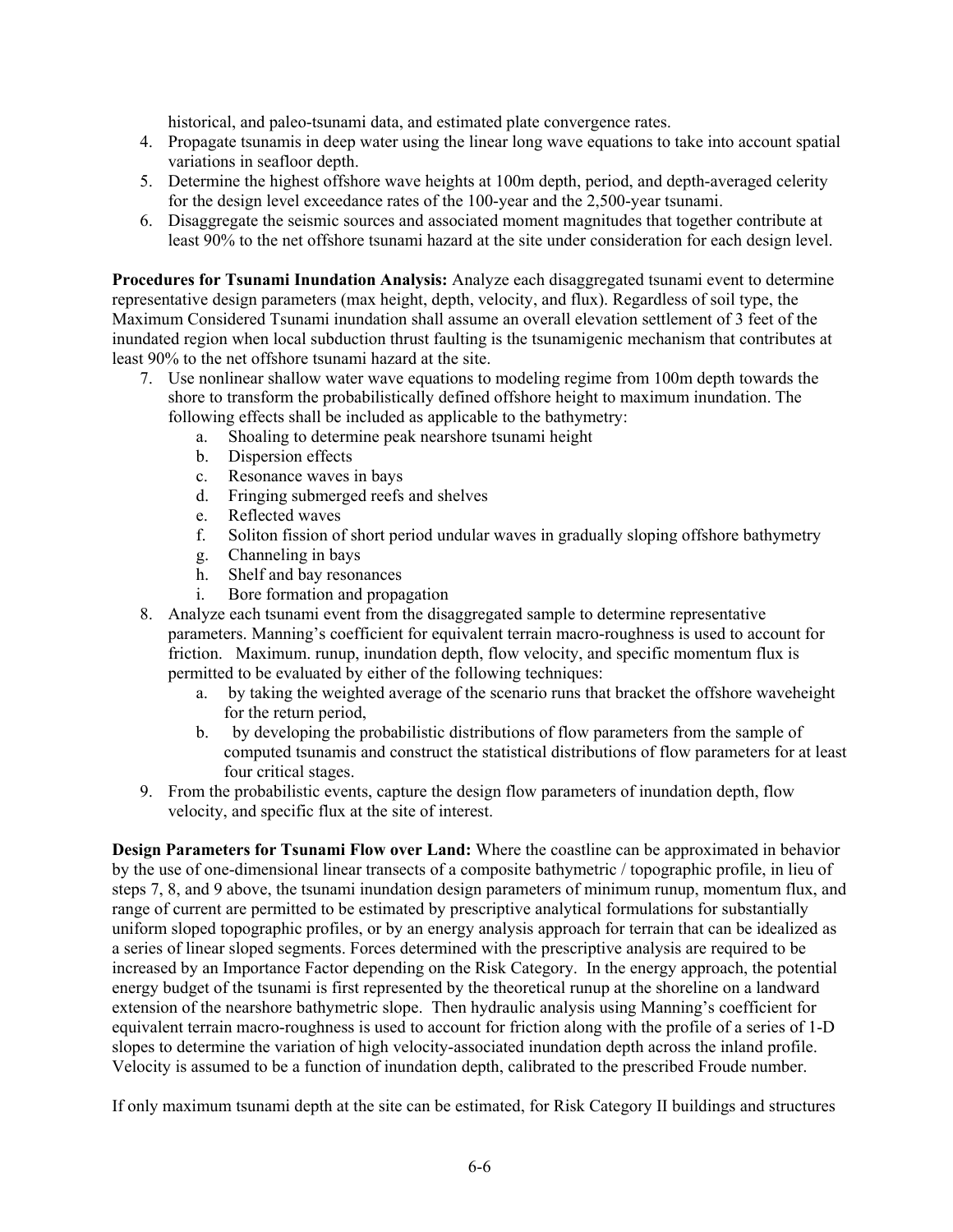historical, and paleo-tsunami data, and estimated plate convergence rates.

4. Propagate tsunamis in deep water using the linear long wave equations to take into account spatial variations in seafloor depth.
5. Determine the highest offshore wave heights at 100m depth, period, and depth-averaged celerity for the design level exceedance rates of the 100-year and the 2,500-year tsunami.
6. Disaggregate the seismic sources and associated moment magnitudes that together contribute at least 90% to the net offshore tsunami hazard at the site under consideration for each design level.

**Procedures for Tsunami Inundation Analysis:** Analyze each disaggregated tsunami event to determine representative design parameters (max height, depth, velocity, and flux). Regardless of soil type, the Maximum Considered Tsunami inundation shall assume an overall elevation settlement of 3 feet of the inundated region when local subduction thrust faulting is the tsunamigenic mechanism that contributes at least 90% to the net offshore tsunami hazard at the site.

7. Use nonlinear shallow water wave equations to modeling regime from 100m depth towards the shore to transform the probabilistically defined offshore height to maximum inundation. The following effects shall be included as applicable to the bathymetry:
   a. Shoaling to determine peak nearshore tsunami height
   b. Dispersion effects
   c. Resonance waves in bays
   d. Fringing submerged reefs and shelves
   e. Reflected waves
   f. Soliton fission of short period undular waves in gradually sloping offshore bathymetry
   g. Channeling in bays
   h. Shelf and bay resonances
   i. Bore formation and propagation
8. Analyze each tsunami event from the disaggregated sample to determine representative parameters. Manning's coefficient for equivalent terrain macro-roughness is used to account for friction. Maximum. runup, inundation depth, flow velocity, and specific momentum flux is permitted to be evaluated by either of the following techniques:
   a. by taking the weighted average of the scenario runs that bracket the offshore waveheight for the return period,
   b. by developing the probabilistic distributions of flow parameters from the sample of computed tsunamis and construct the statistical distributions of flow parameters for at least four critical stages.
9. From the probabilistic events, capture the design flow parameters of inundation depth, flow velocity, and specific flux at the site of interest.

**Design Parameters for Tsunami Flow over Land:** Where the coastline can be approximated in behavior by the use of one-dimensional linear transects of a composite bathymetric / topographic profile, in lieu of steps 7, 8, and 9 above, the tsunami inundation design parameters of minimum runup, momentum flux, and range of current are permitted to be estimated by prescriptive analytical formulations for substantially uniform sloped topographic profiles, or by an energy analysis approach for terrain that can be idealized as a series of linear sloped segments. Forces determined with the prescriptive analysis are required to be increased by an Importance Factor depending on the Risk Category. In the energy approach, the potential energy budget of the tsunami is first represented by the theoretical runup at the shoreline on a landward extension of the nearshore bathymetric slope. Then hydraulic analysis using Manning's coefficient for equivalent terrain macro-roughness is used to account for friction along with the profile of a series of 1-D slopes to determine the variation of high velocity-associated inundation depth across the inland profile. Velocity is assumed to be a function of inundation depth, calibrated to the prescribed Froude number.

If only maximum tsunami depth at the site can be estimated, for Risk Category II buildings and structures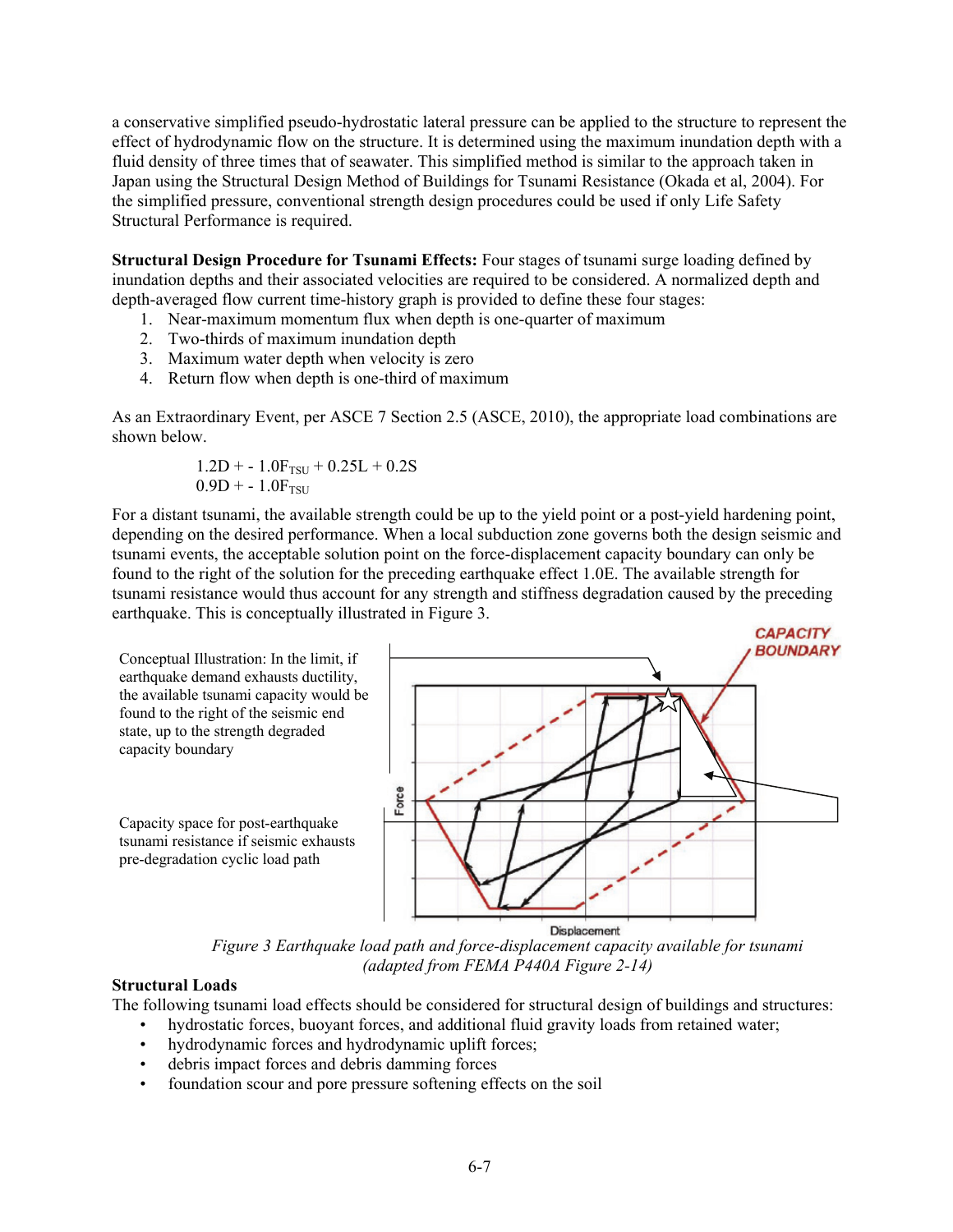a conservative simplified pseudo-hydrostatic lateral pressure can be applied to the structure to represent the effect of hydrodynamic flow on the structure. It is determined using the maximum inundation depth with a fluid density of three times that of seawater. This simplified method is similar to the approach taken in Japan using the Structural Design Method of Buildings for Tsunami Resistance (Okada et al, 2004). For the simplified pressure, conventional strength design procedures could be used if only Life Safety Structural Performance is required.

**Structural Design Procedure for Tsunami Effects:** Four stages of tsunami surge loading defined by inundation depths and their associated velocities are required to be considered. A normalized depth and depth-averaged flow current time-history graph is provided to define these four stages:

1. Near-maximum momentum flux when depth is one-quarter of maximum
2. Two-thirds of maximum inundation depth
3. Maximum water depth when velocity is zero
4. Return flow when depth is one-third of maximum

As an Extraordinary Event, per ASCE 7 Section 2.5 (ASCE, 2010), the appropriate load combinations are shown below.

$$1.2D + - 1.0F_{TSU} + 0.25L + 0.2S$$
$$0.9D + - 1.0F_{TSU}$$

For a distant tsunami, the available strength could be up to the yield point or a post-yield hardening point, depending on the desired performance. When a local subduction zone governs both the design seismic and tsunami events, the acceptable solution point on the force-displacement capacity boundary can only be found to the right of the solution for the preceding earthquake effect 1.0E. The available strength for tsunami resistance would thus account for any strength and stiffness degradation caused by the preceding earthquake. This is conceptually illustrated in Figure 3.

Conceptual Illustration: In the limit, if earthquake demand exhausts ductility, the available tsunami capacity would be found to the right of the seismic end state, up to the strength degraded capacity boundary

Capacity space for post-earthquake tsunami resistance if seismic exhausts pre-degradation cyclic load path

*Figure 3 Earthquake load path and force-displacement capacity available for tsunami (adapted from FEMA P440A Figure 2-14)*

**Structural Loads**

The following tsunami load effects should be considered for structural design of buildings and structures:

- hydrostatic forces, buoyant forces, and additional fluid gravity loads from retained water;
- hydrodynamic forces and hydrodynamic uplift forces;
- debris impact forces and debris damming forces
- foundation scour and pore pressure softening effects on the soil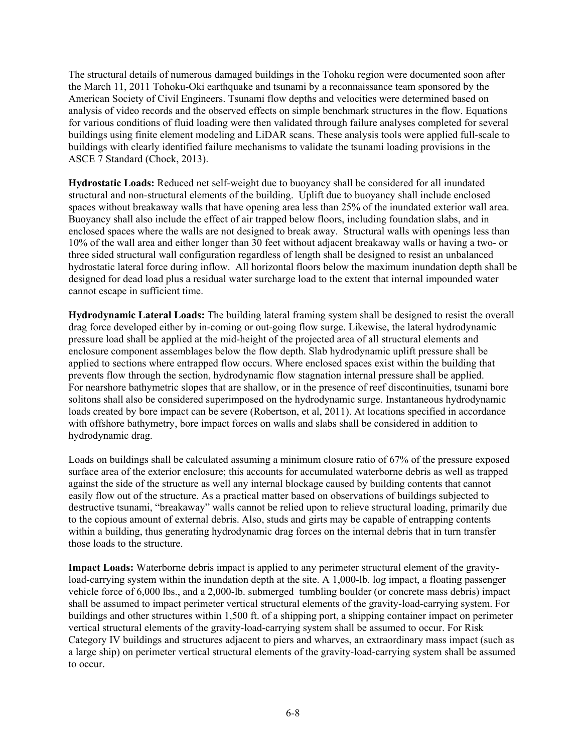The structural details of numerous damaged buildings in the Tohoku region were documented soon after the March 11, 2011 Tohoku-Oki earthquake and tsunami by a reconnaissance team sponsored by the American Society of Civil Engineers. Tsunami flow depths and velocities were determined based on analysis of video records and the observed effects on simple benchmark structures in the flow. Equations for various conditions of fluid loading were then validated through failure analyses completed for several buildings using finite element modeling and LiDAR scans. These analysis tools were applied full-scale to buildings with clearly identified failure mechanisms to validate the tsunami loading provisions in the ASCE 7 Standard (Chock, 2013).

**Hydrostatic Loads:** Reduced net self-weight due to buoyancy shall be considered for all inundated structural and non-structural elements of the building. Uplift due to buoyancy shall include enclosed spaces without breakaway walls that have opening area less than 25% of the inundated exterior wall area. Buoyancy shall also include the effect of air trapped below floors, including foundation slabs, and in enclosed spaces where the walls are not designed to break away. Structural walls with openings less than 10% of the wall area and either longer than 30 feet without adjacent breakaway walls or having a two- or three sided structural wall configuration regardless of length shall be designed to resist an unbalanced hydrostatic lateral force during inflow. All horizontal floors below the maximum inundation depth shall be designed for dead load plus a residual water surcharge load to the extent that internal impounded water cannot escape in sufficient time.

**Hydrodynamic Lateral Loads:** The building lateral framing system shall be designed to resist the overall drag force developed either by in-coming or out-going flow surge. Likewise, the lateral hydrodynamic pressure load shall be applied at the mid-height of the projected area of all structural elements and enclosure component assemblages below the flow depth. Slab hydrodynamic uplift pressure shall be applied to sections where entrapped flow occurs. Where enclosed spaces exist within the building that prevents flow through the section, hydrodynamic flow stagnation internal pressure shall be applied. For nearshore bathymetric slopes that are shallow, or in the presence of reef discontinuities, tsunami bore solitons shall also be considered superimposed on the hydrodynamic surge. Instantaneous hydrodynamic loads created by bore impact can be severe (Robertson, et al, 2011). At locations specified in accordance with offshore bathymetry, bore impact forces on walls and slabs shall be considered in addition to hydrodynamic drag.

Loads on buildings shall be calculated assuming a minimum closure ratio of 67% of the pressure exposed surface area of the exterior enclosure; this accounts for accumulated waterborne debris as well as trapped against the side of the structure as well any internal blockage caused by building contents that cannot easily flow out of the structure. As a practical matter based on observations of buildings subjected to destructive tsunami, "breakaway" walls cannot be relied upon to relieve structural loading, primarily due to the copious amount of external debris. Also, studs and girts may be capable of entrapping contents within a building, thus generating hydrodynamic drag forces on the internal debris that in turn transfer those loads to the structure.

**Impact Loads:** Waterborne debris impact is applied to any perimeter structural element of the gravity-load-carrying system within the inundation depth at the site. A 1,000-lb. log impact, a floating passenger vehicle force of 6,000 lbs., and a 2,000-lb. submerged tumbling boulder (or concrete mass debris) impact shall be assumed to impact perimeter vertical structural elements of the gravity-load-carrying system. For buildings and other structures within 1,500 ft. of a shipping port, a shipping container impact on perimeter vertical structural elements of the gravity-load-carrying system shall be assumed to occur. For Risk Category IV buildings and structures adjacent to piers and wharves, an extraordinary mass impact (such as a large ship) on perimeter vertical structural elements of the gravity-load-carrying system shall be assumed to occur.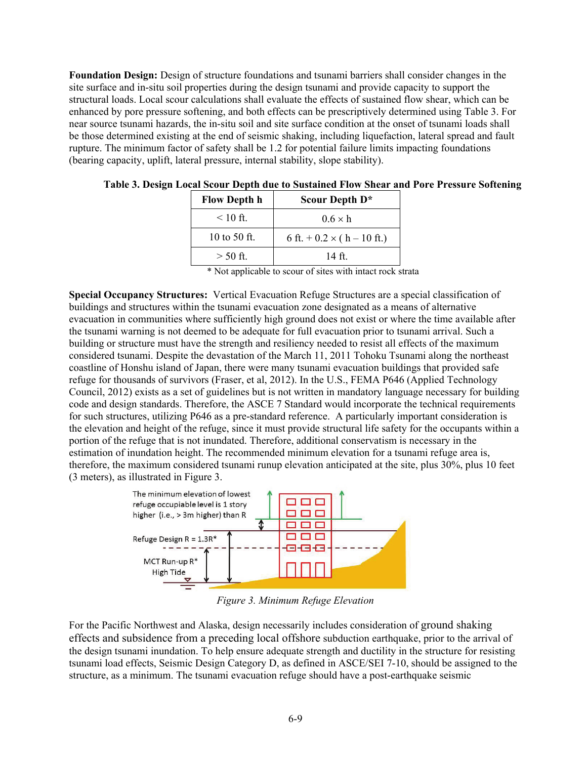**Foundation Design:** Design of structure foundations and tsunami barriers shall consider changes in the site surface and in-situ soil properties during the design tsunami and provide capacity to support the structural loads. Local scour calculations shall evaluate the effects of sustained flow shear, which can be enhanced by pore pressure softening, and both effects can be prescriptively determined using Table 3. For near source tsunami hazards, the in-situ soil and site surface condition at the onset of tsunami loads shall be those determined existing at the end of seismic shaking, including liquefaction, lateral spread and fault rupture. The minimum factor of safety shall be 1.2 for potential failure limits impacting foundations (bearing capacity, uplift, lateral pressure, internal stability, slope stability).

**Table 3. Design Local Scour Depth due to Sustained Flow Shear and Pore Pressure Softening**

| Flow Depth h | Scour Depth D* |
|---|---|
| < 10 ft. | $0.6 \times h$ |
| 10 to 50 ft. | 6 ft. + $0.2 \times$ ( h – 10 ft.) |
| > 50 ft. | 14 ft. |

* Not applicable to scour of sites with intact rock strata

**Special Occupancy Structures:** Vertical Evacuation Refuge Structures are a special classification of buildings and structures within the tsunami evacuation zone designated as a means of alternative evacuation in communities where sufficiently high ground does not exist or where the time available after the tsunami warning is not deemed to be adequate for full evacuation prior to tsunami arrival. Such a building or structure must have the strength and resiliency needed to resist all effects of the maximum considered tsunami. Despite the devastation of the March 11, 2011 Tohoku Tsunami along the northeast coastline of Honshu island of Japan, there were many tsunami evacuation buildings that provided safe refuge for thousands of survivors (Fraser, et al, 2012). In the U.S., FEMA P646 (Applied Technology Council, 2012) exists as a set of guidelines but is not written in mandatory language necessary for building code and design standards. Therefore, the ASCE 7 Standard would incorporate the technical requirements for such structures, utilizing P646 as a pre-standard reference. A particularly important consideration is the elevation and height of the refuge, since it must provide structural life safety for the occupants within a portion of the refuge that is not inundated. Therefore, additional conservatism is necessary in the estimation of inundation height. The recommended minimum elevation for a tsunami refuge area is, therefore, the maximum considered tsunami runup elevation anticipated at the site, plus 30%, plus 10 feet (3 meters), as illustrated in Figure 3.

*Figure 3. Minimum Refuge Elevation*

For the Pacific Northwest and Alaska, design necessarily includes consideration of ground shaking effects and subsidence from a preceding local offshore subduction earthquake, prior to the arrival of the design tsunami inundation. To help ensure adequate strength and ductility in the structure for resisting tsunami load effects, Seismic Design Category D, as defined in ASCE/SEI 7-10, should be assigned to the structure, as a minimum. The tsunami evacuation refuge should have a post-earthquake seismic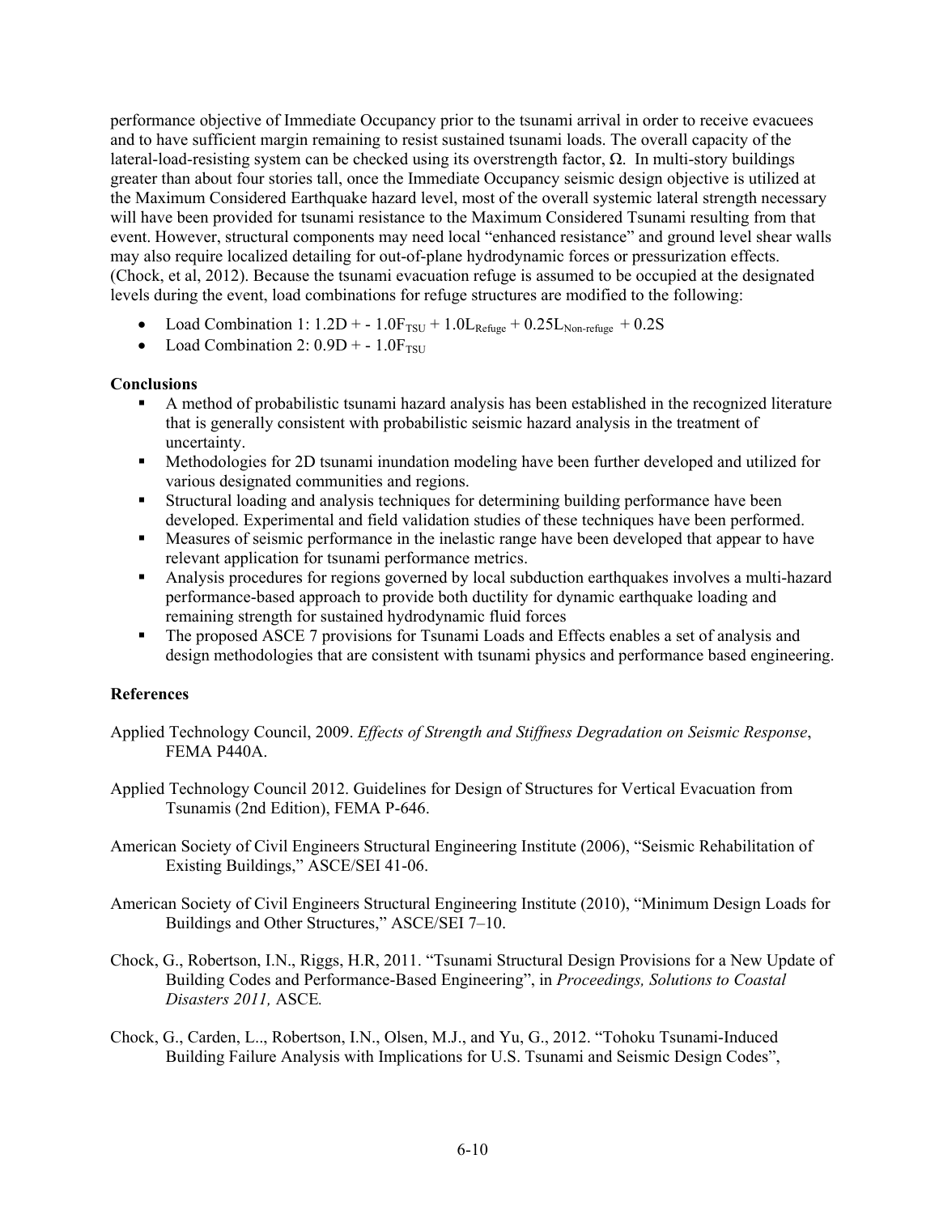performance objective of Immediate Occupancy prior to the tsunami arrival in order to receive evacuees and to have sufficient margin remaining to resist sustained tsunami loads. The overall capacity of the lateral-load-resisting system can be checked using its overstrength factor, Ω. In multi-story buildings greater than about four stories tall, once the Immediate Occupancy seismic design objective is utilized at the Maximum Considered Earthquake hazard level, most of the overall systemic lateral strength necessary will have been provided for tsunami resistance to the Maximum Considered Tsunami resulting from that event. However, structural components may need local "enhanced resistance" and ground level shear walls may also require localized detailing for out-of-plane hydrodynamic forces or pressurization effects. (Chock, et al, 2012). Because the tsunami evacuation refuge is assumed to be occupied at the designated levels during the event, load combinations for refuge structures are modified to the following:

- Load Combination 1: $1.2D + - 1.0F_{TSU} + 1.0L_{Refuge} + 0.25L_{Non\text{-}refuge} + 0.2S$
- Load Combination 2: $0.9D + - 1.0F_{TSU}$

**Conclusions**

- A method of probabilistic tsunami hazard analysis has been established in the recognized literature that is generally consistent with probabilistic seismic hazard analysis in the treatment of uncertainty.
- Methodologies for 2D tsunami inundation modeling have been further developed and utilized for various designated communities and regions.
- Structural loading and analysis techniques for determining building performance have been developed. Experimental and field validation studies of these techniques have been performed.
- Measures of seismic performance in the inelastic range have been developed that appear to have relevant application for tsunami performance metrics.
- Analysis procedures for regions governed by local subduction earthquakes involves a multi-hazard performance-based approach to provide both ductility for dynamic earthquake loading and remaining strength for sustained hydrodynamic fluid forces
- The proposed ASCE 7 provisions for Tsunami Loads and Effects enables a set of analysis and design methodologies that are consistent with tsunami physics and performance based engineering.

**References**

Applied Technology Council, 2009. *Effects of Strength and Stiffness Degradation on Seismic Response*, FEMA P440A.

Applied Technology Council 2012. Guidelines for Design of Structures for Vertical Evacuation from Tsunamis (2nd Edition), FEMA P-646.

American Society of Civil Engineers Structural Engineering Institute (2006), "Seismic Rehabilitation of Existing Buildings," ASCE/SEI 41-06.

American Society of Civil Engineers Structural Engineering Institute (2010), "Minimum Design Loads for Buildings and Other Structures," ASCE/SEI 7–10.

Chock, G., Robertson, I.N., Riggs, H.R, 2011. "Tsunami Structural Design Provisions for a New Update of Building Codes and Performance-Based Engineering", in *Proceedings, Solutions to Coastal Disasters 2011,* ASCE*.*

Chock, G., Carden, L.., Robertson, I.N., Olsen, M.J., and Yu, G., 2012. "Tohoku Tsunami-Induced Building Failure Analysis with Implications for U.S. Tsunami and Seismic Design Codes",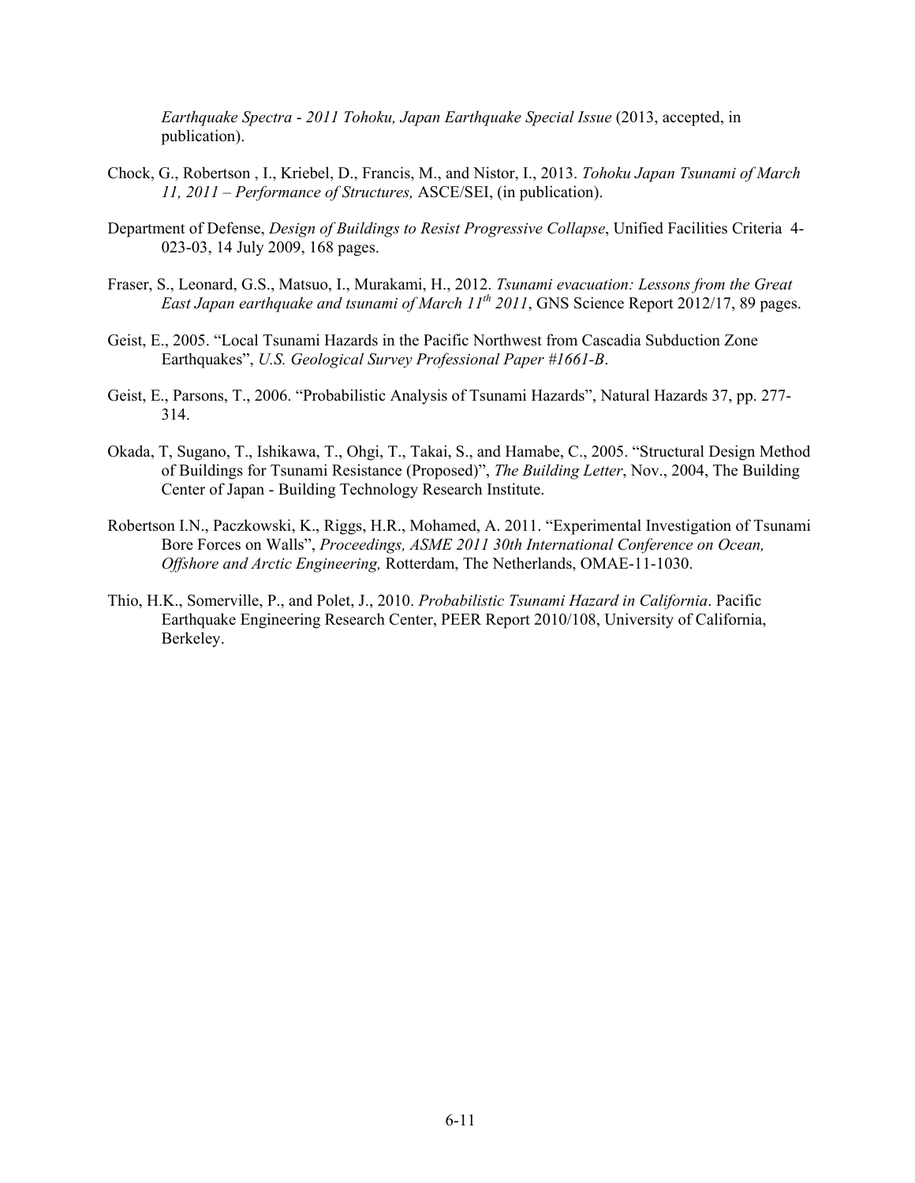*Earthquake Spectra - 2011 Tohoku, Japan Earthquake Special Issue* (2013, accepted, in publication).

Chock, G., Robertson , I., Kriebel, D., Francis, M., and Nistor, I., 2013. *Tohoku Japan Tsunami of March 11, 2011 – Performance of Structures,* ASCE/SEI, (in publication).

Department of Defense, *Design of Buildings to Resist Progressive Collapse*, Unified Facilities Criteria 4-023-03, 14 July 2009, 168 pages.

Fraser, S., Leonard, G.S., Matsuo, I., Murakami, H., 2012. *Tsunami evacuation: Lessons from the Great East Japan earthquake and tsunami of March 11th 2011*, GNS Science Report 2012/17, 89 pages.

Geist, E., 2005. "Local Tsunami Hazards in the Pacific Northwest from Cascadia Subduction Zone Earthquakes", *U.S. Geological Survey Professional Paper #1661-B*.

Geist, E., Parsons, T., 2006. "Probabilistic Analysis of Tsunami Hazards", Natural Hazards 37, pp. 277-314.

Okada, T, Sugano, T., Ishikawa, T., Ohgi, T., Takai, S., and Hamabe, C., 2005. "Structural Design Method of Buildings for Tsunami Resistance (Proposed)", *The Building Letter*, Nov., 2004, The Building Center of Japan - Building Technology Research Institute.

Robertson I.N., Paczkowski, K., Riggs, H.R., Mohamed, A. 2011. "Experimental Investigation of Tsunami Bore Forces on Walls", *Proceedings, ASME 2011 30th International Conference on Ocean, Offshore and Arctic Engineering,* Rotterdam, The Netherlands, OMAE-11-1030.

Thio, H.K., Somerville, P., and Polet, J., 2010. *Probabilistic Tsunami Hazard in California*. Pacific Earthquake Engineering Research Center, PEER Report 2010/108, University of California, Berkeley.